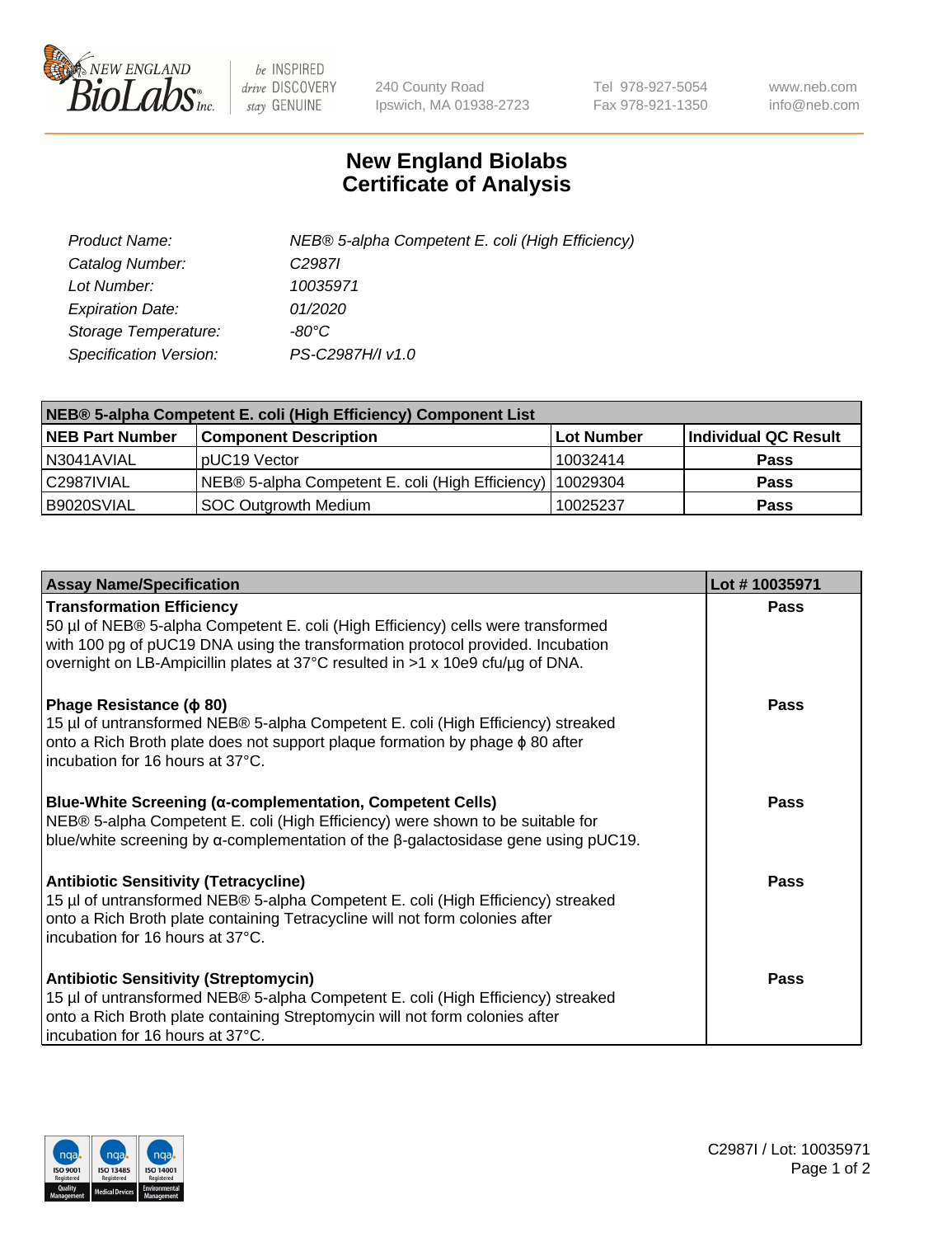# New England Biolabs Certificate of Analysis

| | |
|---|---|
| *Product Name:* | *NEB® 5-alpha Competent E. coli (High Efficiency)* |
| *Catalog Number:* | *C2987I* |
| *Lot Number:* | *10035971* |
| *Expiration Date:* | *01/2020* |
| *Storage Temperature:* | *-80°C* |
| *Specification Version:* | *PS-C2987H/I v1.0* |

| NEB® 5-alpha Competent E. coli (High Efficiency) Component List | | | |
|---|---|---|---|
| **NEB Part Number** | **Component Description** | **Lot Number** | **Individual QC Result** |
| N3041AVIAL | pUC19 Vector | 10032414 | **Pass** |
| C2987IVIAL | NEB® 5-alpha Competent E. coli (High Efficiency) | 10029304 | **Pass** |
| B9020SVIAL | SOC Outgrowth Medium | 10025237 | **Pass** |

| Assay Name/Specification | Lot # 10035971 |
|---|---|
| **Transformation Efficiency**<br>50 µl of NEB® 5-alpha Competent E. coli (High Efficiency) cells were transformed with 100 pg of pUC19 DNA using the transformation protocol provided. Incubation overnight on LB-Ampicillin plates at 37°C resulted in >1 x 10e9 cfu/µg of DNA. | **Pass** |
| **Phage Resistance (ϕ 80)**<br>15 µl of untransformed NEB® 5-alpha Competent E. coli (High Efficiency) streaked onto a Rich Broth plate does not support plaque formation by phage ϕ 80 after incubation for 16 hours at 37°C. | **Pass** |
| **Blue-White Screening (α-complementation, Competent Cells)**<br>NEB® 5-alpha Competent E. coli (High Efficiency) were shown to be suitable for blue/white screening by α-complementation of the β-galactosidase gene using pUC19. | **Pass** |
| **Antibiotic Sensitivity (Tetracycline)**<br>15 µl of untransformed NEB® 5-alpha Competent E. coli (High Efficiency) streaked onto a Rich Broth plate containing Tetracycline will not form colonies after incubation for 16 hours at 37°C. | **Pass** |
| **Antibiotic Sensitivity (Streptomycin)**<br>15 µl of untransformed NEB® 5-alpha Competent E. coli (High Efficiency) streaked onto a Rich Broth plate containing Streptomycin will not form colonies after incubation for 16 hours at 37°C. | **Pass** |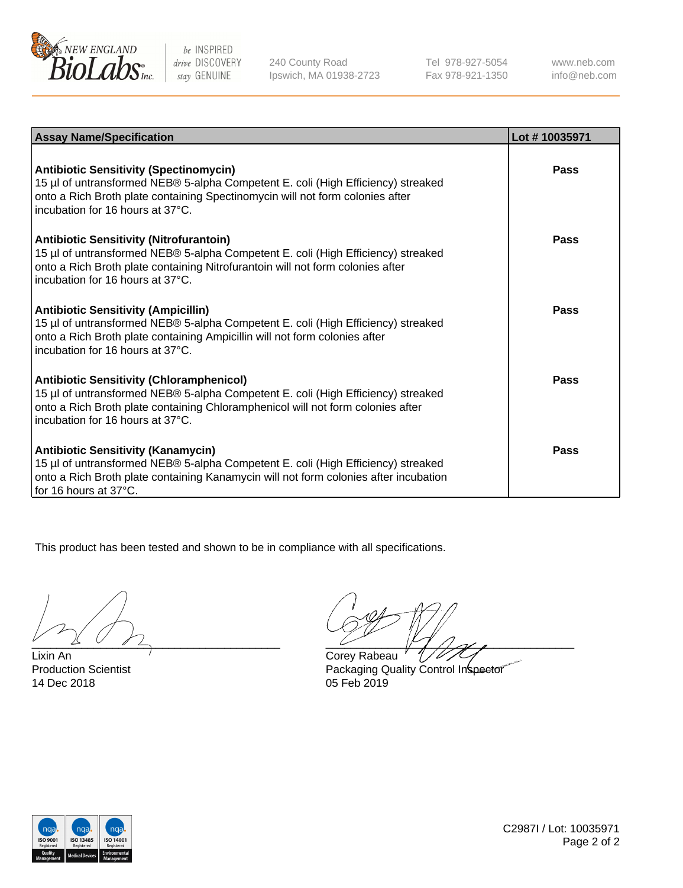| Assay Name/Specification | Lot # 10035971 |
|---|---|
| **Antibiotic Sensitivity (Spectinomycin)**<br>15 µl of untransformed NEB® 5-alpha Competent E. coli (High Efficiency) streaked onto a Rich Broth plate containing Spectinomycin will not form colonies after incubation for 16 hours at 37°C. | **Pass** |
| **Antibiotic Sensitivity (Nitrofurantoin)**<br>15 µl of untransformed NEB® 5-alpha Competent E. coli (High Efficiency) streaked onto a Rich Broth plate containing Nitrofurantoin will not form colonies after incubation for 16 hours at 37°C. | **Pass** |
| **Antibiotic Sensitivity (Ampicillin)**<br>15 µl of untransformed NEB® 5-alpha Competent E. coli (High Efficiency) streaked onto a Rich Broth plate containing Ampicillin will not form colonies after incubation for 16 hours at 37°C. | **Pass** |
| **Antibiotic Sensitivity (Chloramphenicol)**<br>15 µl of untransformed NEB® 5-alpha Competent E. coli (High Efficiency) streaked onto a Rich Broth plate containing Chloramphenicol will not form colonies after incubation for 16 hours at 37°C. | **Pass** |
| **Antibiotic Sensitivity (Kanamycin)**<br>15 µl of untransformed NEB® 5-alpha Competent E. coli (High Efficiency) streaked onto a Rich Broth plate containing Kanamycin will not form colonies after incubation for 16 hours at 37°C. | **Pass** |

This product has been tested and shown to be in compliance with all specifications.

Lixin An
Production Scientist
14 Dec 2018

Corey Rabeau
Packaging Quality Control Inspector
05 Feb 2019

C2987I / Lot: 10035971